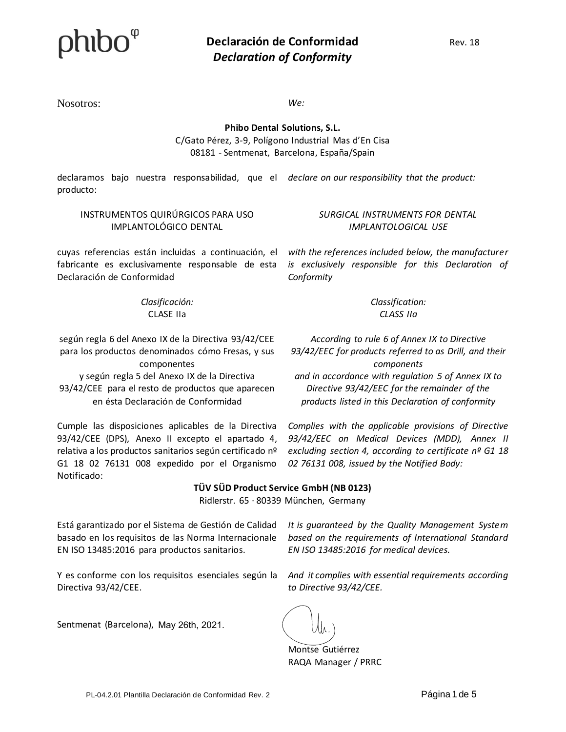phibo

# Declaración de Conformidad
## *Declaration of Conformity*

Rev. 18

Nosotros: *We:*

**Phibo Dental Solutions, S.L.**
C/Gato Pérez, 3-9, Polígono Industrial Mas d'En Cisa
08181 - Sentmenat, Barcelona, España/Spain

declaramos bajo nuestra responsabilidad, que el producto: *declare on our responsibility that the product:*

INSTRUMENTOS QUIRÚRGICOS PARA USO IMPLANTOLÓGICO DENTAL

*SURGICAL INSTRUMENTS FOR DENTAL IMPLANTOLOGICAL USE*

cuyas referencias están incluidas a continuación, el fabricante es exclusivamente responsable de esta Declaración de Conformidad

*with the references included below, the manufacturer is exclusively responsible for this Declaration of Conformity*

*Clasificación:*
CLASE IIa

*Classification:*
*CLASS IIa*

según regla 6 del Anexo IX de la Directiva 93/42/CEE para los productos denominados cómo Fresas, y sus componentes
y según regla 5 del Anexo IX de la Directiva 93/42/CEE para el resto de productos que aparecen en ésta Declaración de Conformidad

*According to rule 6 of Annex IX to Directive 93/42/EEC for products referred to as Drill, and their components*
*and in accordance with regulation 5 of Annex IX to Directive 93/42/EEC for the remainder of the products listed in this Declaration of conformity*

Cumple las disposiciones aplicables de la Directiva 93/42/CEE (DPS), Anexo II excepto el apartado 4, relativa a los productos sanitarios según certificado nº G1 18 02 76131 008 expedido por el Organismo Notificado:

*Complies with the applicable provisions of Directive 93/42/EEC on Medical Devices (MDD), Annex II excluding section 4, according to certificate nº G1 18 02 76131 008, issued by the Notified Body:*

**TÜV SÜD Product Service GmbH (NB 0123)**
Ridlerstr. 65 · 80339 München, Germany

Está garantizado por el Sistema de Gestión de Calidad basado en los requisitos de las Norma Internacionale EN ISO 13485:2016 para productos sanitarios.

*It is guaranteed by the Quality Management System based on the requirements of International Standard EN ISO 13485:2016 for medical devices.*

Y es conforme con los requisitos esenciales según la Directiva 93/42/CEE.

*And it complies with essential requirements according to Directive 93/42/CEE.*

Sentmenat (Barcelona), May 26th, 2021.

Montse Gutiérrez
RAQA Manager / PRRC

PL-04.2.01 Plantilla Declaración de Conformidad Rev. 2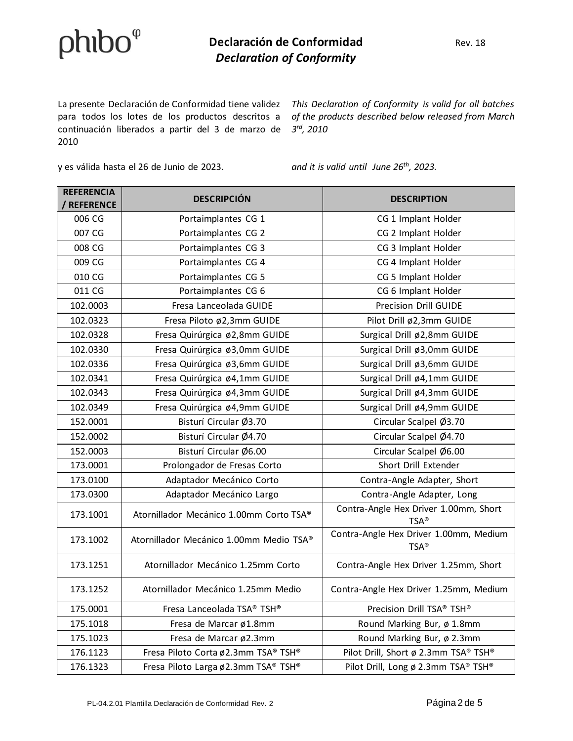# Declaración de Conformidad

*Declaration of Conformity*

Rev. 18

La presente Declaración de Conformidad tiene validez para todos los lotes de los productos descritos a continuación liberados a partir del 3 de marzo de 2010

y es válida hasta el 26 de Junio de 2023.

*This Declaration of Conformity is valid for all batches of the products described below released from March 3rd, 2010*

*and it is valid until June 26th, 2023.*

| REFERENCIA / REFERENCE | DESCRIPCIÓN | DESCRIPTION |
|---|---|---|
| 006 CG | Portaimplantes CG 1 | CG 1 Implant Holder |
| 007 CG | Portaimplantes CG 2 | CG 2 Implant Holder |
| 008 CG | Portaimplantes CG 3 | CG 3 Implant Holder |
| 009 CG | Portaimplantes CG 4 | CG 4 Implant Holder |
| 010 CG | Portaimplantes CG 5 | CG 5 Implant Holder |
| 011 CG | Portaimplantes CG 6 | CG 6 Implant Holder |
| 102.0003 | Fresa Lanceolada GUIDE | Precision Drill GUIDE |
| 102.0323 | Fresa Piloto ø2,3mm GUIDE | Pilot Drill ø2,3mm GUIDE |
| 102.0328 | Fresa Quirúrgica ø2,8mm GUIDE | Surgical Drill ø2,8mm GUIDE |
| 102.0330 | Fresa Quirúrgica ø3,0mm GUIDE | Surgical Drill ø3,0mm GUIDE |
| 102.0336 | Fresa Quirúrgica ø3,6mm GUIDE | Surgical Drill ø3,6mm GUIDE |
| 102.0341 | Fresa Quirúrgica ø4,1mm GUIDE | Surgical Drill ø4,1mm GUIDE |
| 102.0343 | Fresa Quirúrgica ø4,3mm GUIDE | Surgical Drill ø4,3mm GUIDE |
| 102.0349 | Fresa Quirúrgica ø4,9mm GUIDE | Surgical Drill ø4,9mm GUIDE |
| 152.0001 | Bisturí Circular Ø3.70 | Circular Scalpel Ø3.70 |
| 152.0002 | Bisturí Circular Ø4.70 | Circular Scalpel Ø4.70 |
| 152.0003 | Bisturí Circular Ø6.00 | Circular Scalpel Ø6.00 |
| 173.0001 | Prolongador de Fresas Corto | Short Drill Extender |
| 173.0100 | Adaptador Mecánico Corto | Contra-Angle Adapter, Short |
| 173.0300 | Adaptador Mecánico Largo | Contra-Angle Adapter, Long |
| 173.1001 | Atornillador Mecánico 1.00mm Corto TSA® | Contra-Angle Hex Driver 1.00mm, Short TSA® |
| 173.1002 | Atornillador Mecánico 1.00mm Medio TSA® | Contra-Angle Hex Driver 1.00mm, Medium TSA® |
| 173.1251 | Atornillador Mecánico 1.25mm Corto | Contra-Angle Hex Driver 1.25mm, Short |
| 173.1252 | Atornillador Mecánico 1.25mm Medio | Contra-Angle Hex Driver 1.25mm, Medium |
| 175.0001 | Fresa Lanceolada TSA® TSH® | Precision Drill TSA® TSH® |
| 175.1018 | Fresa de Marcar ø1.8mm | Round Marking Bur, ø 1.8mm |
| 175.1023 | Fresa de Marcar ø2.3mm | Round Marking Bur, ø 2.3mm |
| 176.1123 | Fresa Piloto Corta ø2.3mm TSA® TSH® | Pilot Drill, Short ø 2.3mm TSA® TSH® |
| 176.1323 | Fresa Piloto Larga ø2.3mm TSA® TSH® | Pilot Drill, Long ø 2.3mm TSA® TSH® |

PL-04.2.01 Plantilla Declaración de Conformidad Rev. 2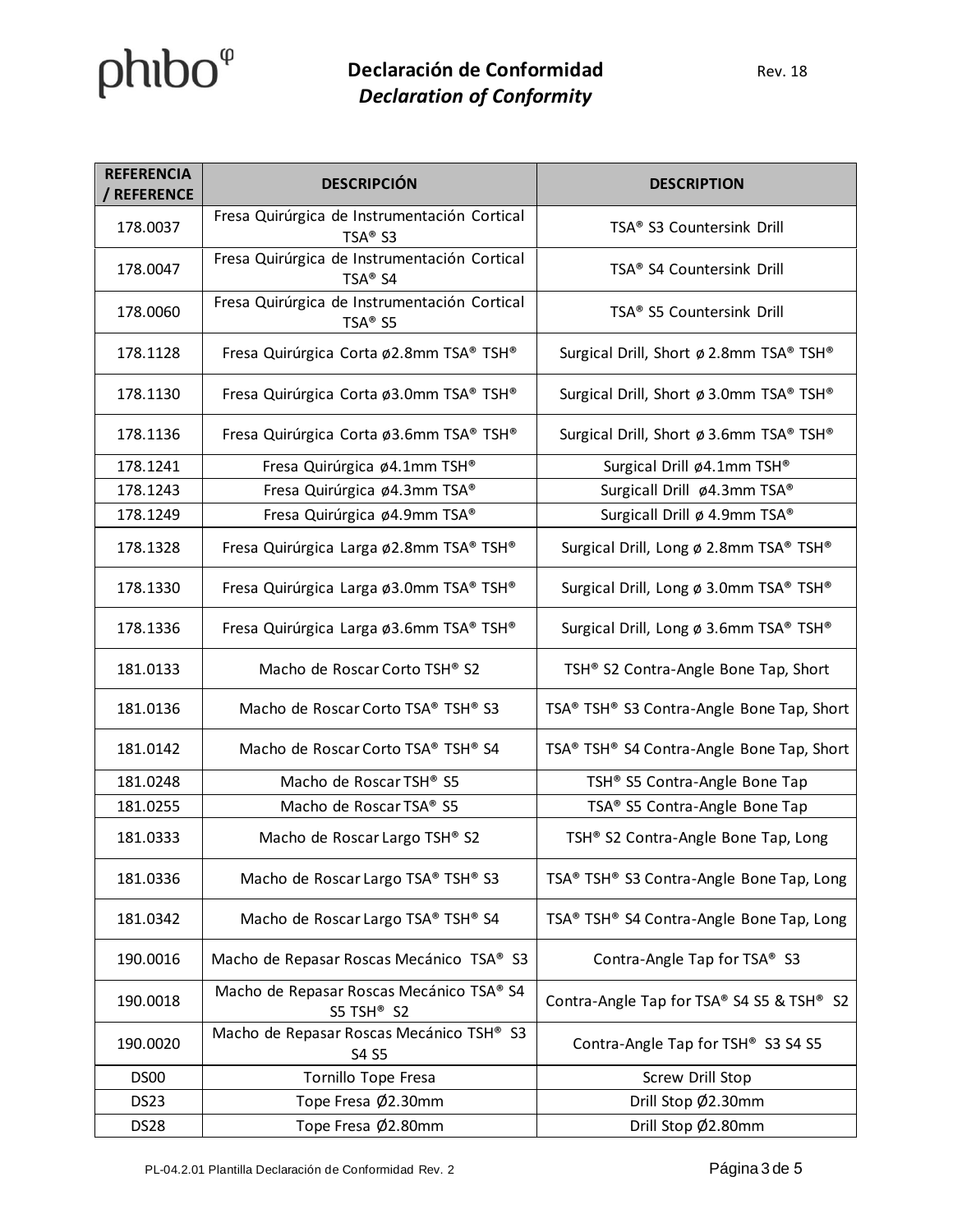| REFERENCIA / REFERENCE | DESCRIPCIÓN | DESCRIPTION |
| --- | --- | --- |
| 178.0037 | Fresa Quirúrgica de Instrumentación Cortical TSA® S3 | TSA® S3 Countersink Drill |
| 178.0047 | Fresa Quirúrgica de Instrumentación Cortical TSA® S4 | TSA® S4 Countersink Drill |
| 178.0060 | Fresa Quirúrgica de Instrumentación Cortical TSA® S5 | TSA® S5 Countersink Drill |
| 178.1128 | Fresa Quirúrgica Corta ø2.8mm TSA® TSH® | Surgical Drill, Short ø 2.8mm TSA® TSH® |
| 178.1130 | Fresa Quirúrgica Corta ø3.0mm TSA® TSH® | Surgical Drill, Short ø 3.0mm TSA® TSH® |
| 178.1136 | Fresa Quirúrgica Corta ø3.6mm TSA® TSH® | Surgical Drill, Short ø 3.6mm TSA® TSH® |
| 178.1241 | Fresa Quirúrgica ø4.1mm TSH® | Surgical Drill ø4.1mm TSH® |
| 178.1243 | Fresa Quirúrgica ø4.3mm TSA® | Surgicall Drill ø4.3mm TSA® |
| 178.1249 | Fresa Quirúrgica ø4.9mm TSA® | Surgicall Drill ø 4.9mm TSA® |
| 178.1328 | Fresa Quirúrgica Larga ø2.8mm TSA® TSH® | Surgical Drill, Long ø 2.8mm TSA® TSH® |
| 178.1330 | Fresa Quirúrgica Larga ø3.0mm TSA® TSH® | Surgical Drill, Long ø 3.0mm TSA® TSH® |
| 178.1336 | Fresa Quirúrgica Larga ø3.6mm TSA® TSH® | Surgical Drill, Long ø 3.6mm TSA® TSH® |
| 181.0133 | Macho de Roscar Corto TSH® S2 | TSH® S2 Contra-Angle Bone Tap, Short |
| 181.0136 | Macho de Roscar Corto TSA® TSH® S3 | TSA® TSH® S3 Contra-Angle Bone Tap, Short |
| 181.0142 | Macho de Roscar Corto TSA® TSH® S4 | TSA® TSH® S4 Contra-Angle Bone Tap, Short |
| 181.0248 | Macho de Roscar TSH® S5 | TSH® S5 Contra-Angle Bone Tap |
| 181.0255 | Macho de Roscar TSA® S5 | TSA® S5 Contra-Angle Bone Tap |
| 181.0333 | Macho de Roscar Largo TSH® S2 | TSH® S2 Contra-Angle Bone Tap, Long |
| 181.0336 | Macho de Roscar Largo TSA® TSH® S3 | TSA® TSH® S3 Contra-Angle Bone Tap, Long |
| 181.0342 | Macho de Roscar Largo TSA® TSH® S4 | TSA® TSH® S4 Contra-Angle Bone Tap, Long |
| 190.0016 | Macho de Repasar Roscas Mecánico TSA® S3 | Contra-Angle Tap for TSA® S3 |
| 190.0018 | Macho de Repasar Roscas Mecánico TSA® S4 S5 TSH® S2 | Contra-Angle Tap for TSA® S4 S5 & TSH® S2 |
| 190.0020 | Macho de Repasar Roscas Mecánico TSH® S3 S4 S5 | Contra-Angle Tap for TSH® S3 S4 S5 |
| DS00 | Tornillo Tope Fresa | Screw Drill Stop |
| DS23 | Tope Fresa Ø2.30mm | Drill Stop Ø2.30mm |
| DS28 | Tope Fresa Ø2.80mm | Drill Stop Ø2.80mm |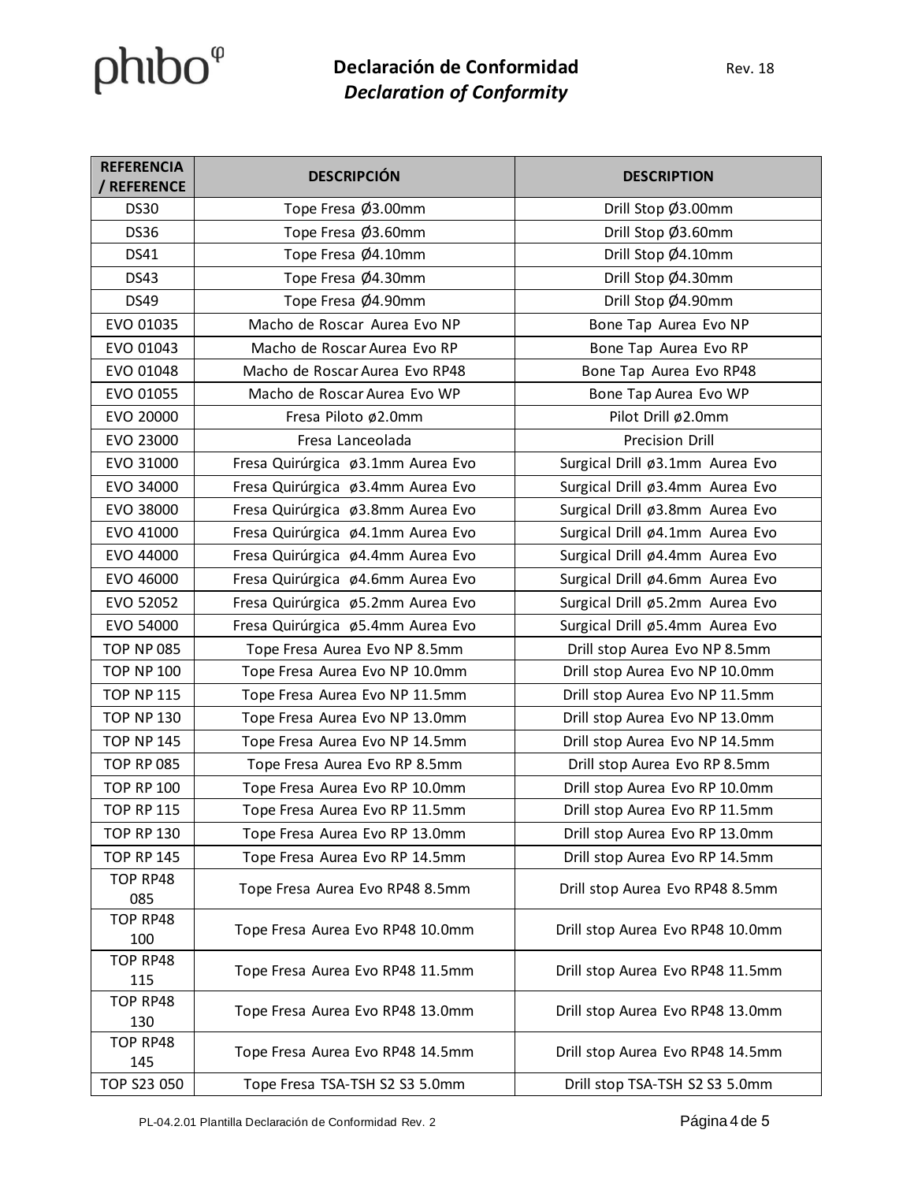| REFERENCIA / REFERENCE | DESCRIPCIÓN | DESCRIPTION |
|---|---|---|
| DS30 | Tope Fresa Ø3.00mm | Drill Stop Ø3.00mm |
| DS36 | Tope Fresa Ø3.60mm | Drill Stop Ø3.60mm |
| DS41 | Tope Fresa Ø4.10mm | Drill Stop Ø4.10mm |
| DS43 | Tope Fresa Ø4.30mm | Drill Stop Ø4.30mm |
| DS49 | Tope Fresa Ø4.90mm | Drill Stop Ø4.90mm |
| EVO 01035 | Macho de Roscar Aurea Evo NP | Bone Tap Aurea Evo NP |
| EVO 01043 | Macho de Roscar Aurea Evo RP | Bone Tap Aurea Evo RP |
| EVO 01048 | Macho de Roscar Aurea Evo RP48 | Bone Tap Aurea Evo RP48 |
| EVO 01055 | Macho de Roscar Aurea Evo WP | Bone Tap Aurea Evo WP |
| EVO 20000 | Fresa Piloto ø2.0mm | Pilot Drill ø2.0mm |
| EVO 23000 | Fresa Lanceolada | Precision Drill |
| EVO 31000 | Fresa Quirúrgica ø3.1mm Aurea Evo | Surgical Drill ø3.1mm Aurea Evo |
| EVO 34000 | Fresa Quirúrgica ø3.4mm Aurea Evo | Surgical Drill ø3.4mm Aurea Evo |
| EVO 38000 | Fresa Quirúrgica ø3.8mm Aurea Evo | Surgical Drill ø3.8mm Aurea Evo |
| EVO 41000 | Fresa Quirúrgica ø4.1mm Aurea Evo | Surgical Drill ø4.1mm Aurea Evo |
| EVO 44000 | Fresa Quirúrgica ø4.4mm Aurea Evo | Surgical Drill ø4.4mm Aurea Evo |
| EVO 46000 | Fresa Quirúrgica ø4.6mm Aurea Evo | Surgical Drill ø4.6mm Aurea Evo |
| EVO 52052 | Fresa Quirúrgica ø5.2mm Aurea Evo | Surgical Drill ø5.2mm Aurea Evo |
| EVO 54000 | Fresa Quirúrgica ø5.4mm Aurea Evo | Surgical Drill ø5.4mm Aurea Evo |
| TOP NP 085 | Tope Fresa Aurea Evo NP 8.5mm | Drill stop Aurea Evo NP 8.5mm |
| TOP NP 100 | Tope Fresa Aurea Evo NP 10.0mm | Drill stop Aurea Evo NP 10.0mm |
| TOP NP 115 | Tope Fresa Aurea Evo NP 11.5mm | Drill stop Aurea Evo NP 11.5mm |
| TOP NP 130 | Tope Fresa Aurea Evo NP 13.0mm | Drill stop Aurea Evo NP 13.0mm |
| TOP NP 145 | Tope Fresa Aurea Evo NP 14.5mm | Drill stop Aurea Evo NP 14.5mm |
| TOP RP 085 | Tope Fresa Aurea Evo RP 8.5mm | Drill stop Aurea Evo RP 8.5mm |
| TOP RP 100 | Tope Fresa Aurea Evo RP 10.0mm | Drill stop Aurea Evo RP 10.0mm |
| TOP RP 115 | Tope Fresa Aurea Evo RP 11.5mm | Drill stop Aurea Evo RP 11.5mm |
| TOP RP 130 | Tope Fresa Aurea Evo RP 13.0mm | Drill stop Aurea Evo RP 13.0mm |
| TOP RP 145 | Tope Fresa Aurea Evo RP 14.5mm | Drill stop Aurea Evo RP 14.5mm |
| TOP RP48 085 | Tope Fresa Aurea Evo RP48 8.5mm | Drill stop Aurea Evo RP48 8.5mm |
| TOP RP48 100 | Tope Fresa Aurea Evo RP48 10.0mm | Drill stop Aurea Evo RP48 10.0mm |
| TOP RP48 115 | Tope Fresa Aurea Evo RP48 11.5mm | Drill stop Aurea Evo RP48 11.5mm |
| TOP RP48 130 | Tope Fresa Aurea Evo RP48 13.0mm | Drill stop Aurea Evo RP48 13.0mm |
| TOP RP48 145 | Tope Fresa Aurea Evo RP48 14.5mm | Drill stop Aurea Evo RP48 14.5mm |
| TOP S23 050 | Tope Fresa TSA-TSH S2 S3 5.0mm | Drill stop TSA-TSH S2 S3 5.0mm |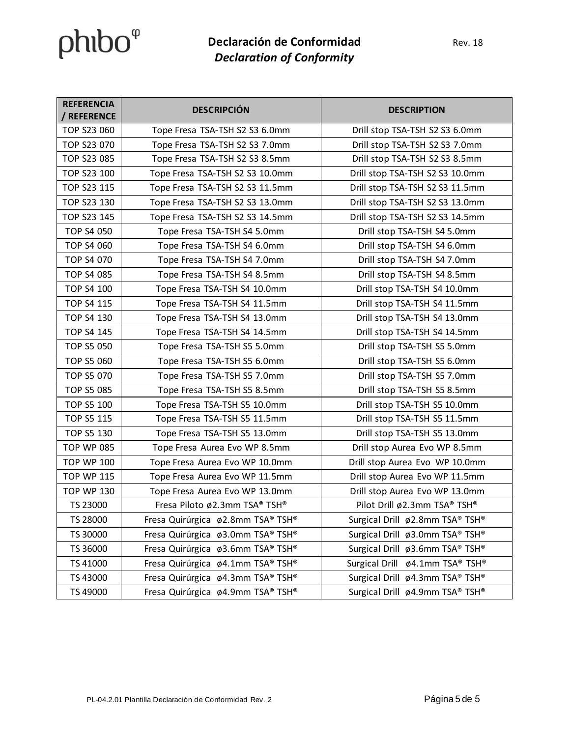| REFERENCIA / REFERENCE | DESCRIPCIÓN | DESCRIPTION |
|---|---|---|
| TOP S23 060 | Tope Fresa TSA-TSH S2 S3 6.0mm | Drill stop TSA-TSH S2 S3 6.0mm |
| TOP S23 070 | Tope Fresa TSA-TSH S2 S3 7.0mm | Drill stop TSA-TSH S2 S3 7.0mm |
| TOP S23 085 | Tope Fresa TSA-TSH S2 S3 8.5mm | Drill stop TSA-TSH S2 S3 8.5mm |
| TOP S23 100 | Tope Fresa TSA-TSH S2 S3 10.0mm | Drill stop TSA-TSH S2 S3 10.0mm |
| TOP S23 115 | Tope Fresa TSA-TSH S2 S3 11.5mm | Drill stop TSA-TSH S2 S3 11.5mm |
| TOP S23 130 | Tope Fresa TSA-TSH S2 S3 13.0mm | Drill stop TSA-TSH S2 S3 13.0mm |
| TOP S23 145 | Tope Fresa TSA-TSH S2 S3 14.5mm | Drill stop TSA-TSH S2 S3 14.5mm |
| TOP S4 050 | Tope Fresa TSA-TSH S4 5.0mm | Drill stop TSA-TSH S4 5.0mm |
| TOP S4 060 | Tope Fresa TSA-TSH S4 6.0mm | Drill stop TSA-TSH S4 6.0mm |
| TOP S4 070 | Tope Fresa TSA-TSH S4 7.0mm | Drill stop TSA-TSH S4 7.0mm |
| TOP S4 085 | Tope Fresa TSA-TSH S4 8.5mm | Drill stop TSA-TSH S4 8.5mm |
| TOP S4 100 | Tope Fresa TSA-TSH S4 10.0mm | Drill stop TSA-TSH S4 10.0mm |
| TOP S4 115 | Tope Fresa TSA-TSH S4 11.5mm | Drill stop TSA-TSH S4 11.5mm |
| TOP S4 130 | Tope Fresa TSA-TSH S4 13.0mm | Drill stop TSA-TSH S4 13.0mm |
| TOP S4 145 | Tope Fresa TSA-TSH S4 14.5mm | Drill stop TSA-TSH S4 14.5mm |
| TOP S5 050 | Tope Fresa TSA-TSH S5 5.0mm | Drill stop TSA-TSH S5 5.0mm |
| TOP S5 060 | Tope Fresa TSA-TSH S5 6.0mm | Drill stop TSA-TSH S5 6.0mm |
| TOP S5 070 | Tope Fresa TSA-TSH S5 7.0mm | Drill stop TSA-TSH S5 7.0mm |
| TOP S5 085 | Tope Fresa TSA-TSH S5 8.5mm | Drill stop TSA-TSH S5 8.5mm |
| TOP S5 100 | Tope Fresa TSA-TSH S5 10.0mm | Drill stop TSA-TSH S5 10.0mm |
| TOP S5 115 | Tope Fresa TSA-TSH S5 11.5mm | Drill stop TSA-TSH S5 11.5mm |
| TOP S5 130 | Tope Fresa TSA-TSH S5 13.0mm | Drill stop TSA-TSH S5 13.0mm |
| TOP WP 085 | Tope Fresa Aurea Evo WP 8.5mm | Drill stop Aurea Evo WP 8.5mm |
| TOP WP 100 | Tope Fresa Aurea Evo WP 10.0mm | Drill stop Aurea Evo WP 10.0mm |
| TOP WP 115 | Tope Fresa Aurea Evo WP 11.5mm | Drill stop Aurea Evo WP 11.5mm |
| TOP WP 130 | Tope Fresa Aurea Evo WP 13.0mm | Drill stop Aurea Evo WP 13.0mm |
| TS 23000 | Fresa Piloto ø2.3mm TSA® TSH® | Pilot Drill ø2.3mm TSA® TSH® |
| TS 28000 | Fresa Quirúrgica ø2.8mm TSA® TSH® | Surgical Drill ø2.8mm TSA® TSH® |
| TS 30000 | Fresa Quirúrgica ø3.0mm TSA® TSH® | Surgical Drill ø3.0mm TSA® TSH® |
| TS 36000 | Fresa Quirúrgica ø3.6mm TSA® TSH® | Surgical Drill ø3.6mm TSA® TSH® |
| TS 41000 | Fresa Quirúrgica ø4.1mm TSA® TSH® | Surgical Drill ø4.1mm TSA® TSH® |
| TS 43000 | Fresa Quirúrgica ø4.3mm TSA® TSH® | Surgical Drill ø4.3mm TSA® TSH® |
| TS 49000 | Fresa Quirúrgica ø4.9mm TSA® TSH® | Surgical Drill ø4.9mm TSA® TSH® |